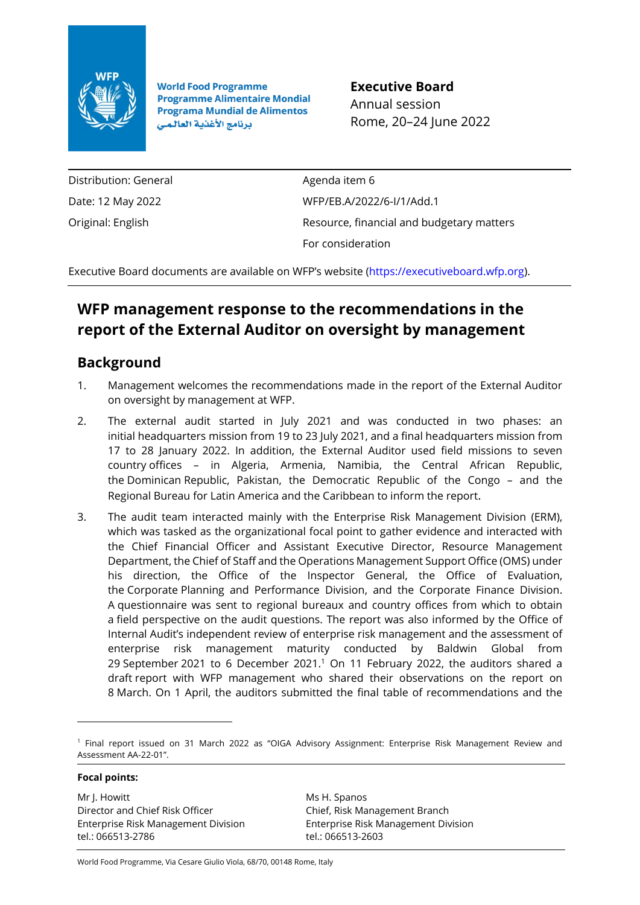World Food Programme
Programme Alimentaire Mondial
Programa Mundial de Alimentos
برنامج الأغذية العالمي

**Executive Board**
Annual session
Rome, 20–24 June 2022

| | |
|---|---|
| Distribution: General | Agenda item 6 |
| Date: 12 May 2022 | WFP/EB.A/2022/6-I/1/Add.1 |
| Original: English | Resource, financial and budgetary matters |
| | For consideration |

Executive Board documents are available on WFP's website (https://executiveboard.wfp.org).

# WFP management response to the recommendations in the report of the External Auditor on oversight by management

## Background

1. Management welcomes the recommendations made in the report of the External Auditor on oversight by management at WFP.

2. The external audit started in July 2021 and was conducted in two phases: an initial headquarters mission from 19 to 23 July 2021, and a final headquarters mission from 17 to 28 January 2022. In addition, the External Auditor used field missions to seven country offices – in Algeria, Armenia, Namibia, the Central African Republic, the Dominican Republic, Pakistan, the Democratic Republic of the Congo – and the Regional Bureau for Latin America and the Caribbean to inform the report.

3. The audit team interacted mainly with the Enterprise Risk Management Division (ERM), which was tasked as the organizational focal point to gather evidence and interacted with the Chief Financial Officer and Assistant Executive Director, Resource Management Department, the Chief of Staff and the Operations Management Support Office (OMS) under his direction, the Office of the Inspector General, the Office of Evaluation, the Corporate Planning and Performance Division, and the Corporate Finance Division. A questionnaire was sent to regional bureaux and country offices from which to obtain a field perspective on the audit questions. The report was also informed by the Office of Internal Audit's independent review of enterprise risk management and the assessment of enterprise risk management maturity conducted by Baldwin Global from 29 September 2021 to 6 December 2021.[1] On 11 February 2022, the auditors shared a draft report with WFP management who shared their observations on the report on 8 March. On 1 April, the auditors submitted the final table of recommendations and the

[1] Final report issued on 31 March 2022 as "OIGA Advisory Assignment: Enterprise Risk Management Review and Assessment AA-22-01".

**Focal points:**

Mr J. Howitt
Director and Chief Risk Officer
Enterprise Risk Management Division
tel.: 066513-2786

Ms H. Spanos
Chief, Risk Management Branch
Enterprise Risk Management Division
tel.: 066513-2603

World Food Programme, Via Cesare Giulio Viola, 68/70, 00148 Rome, Italy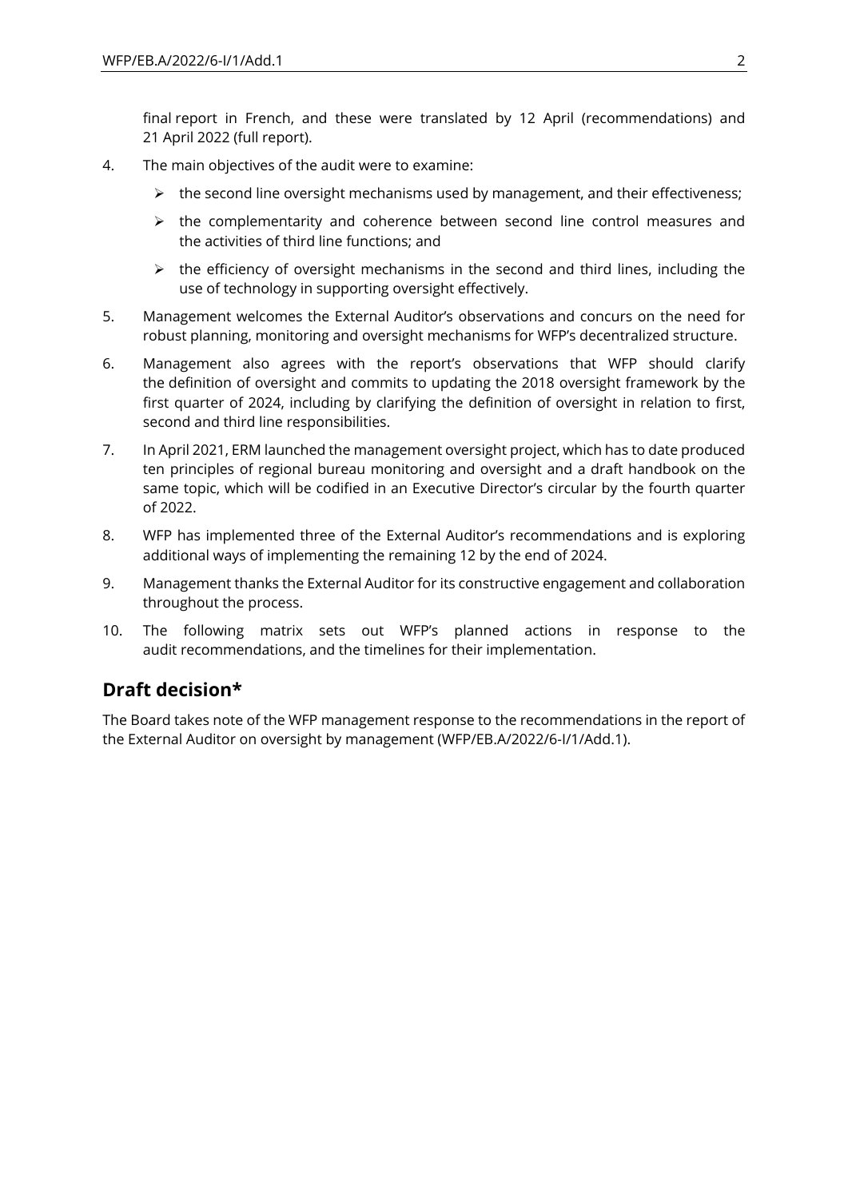final report in French, and these were translated by 12 April (recommendations) and 21 April 2022 (full report).

4. The main objectives of the audit were to examine:

   - the second line oversight mechanisms used by management, and their effectiveness;
   - the complementarity and coherence between second line control measures and the activities of third line functions; and
   - the efficiency of oversight mechanisms in the second and third lines, including the use of technology in supporting oversight effectively.

5. Management welcomes the External Auditor's observations and concurs on the need for robust planning, monitoring and oversight mechanisms for WFP's decentralized structure.

6. Management also agrees with the report's observations that WFP should clarify the definition of oversight and commits to updating the 2018 oversight framework by the first quarter of 2024, including by clarifying the definition of oversight in relation to first, second and third line responsibilities.

7. In April 2021, ERM launched the management oversight project, which has to date produced ten principles of regional bureau monitoring and oversight and a draft handbook on the same topic, which will be codified in an Executive Director's circular by the fourth quarter of 2022.

8. WFP has implemented three of the External Auditor's recommendations and is exploring additional ways of implementing the remaining 12 by the end of 2024.

9. Management thanks the External Auditor for its constructive engagement and collaboration throughout the process.

10. The following matrix sets out WFP's planned actions in response to the audit recommendations, and the timelines for their implementation.

## Draft decision*

The Board takes note of the WFP management response to the recommendations in the report of the External Auditor on oversight by management (WFP/EB.A/2022/6-I/1/Add.1).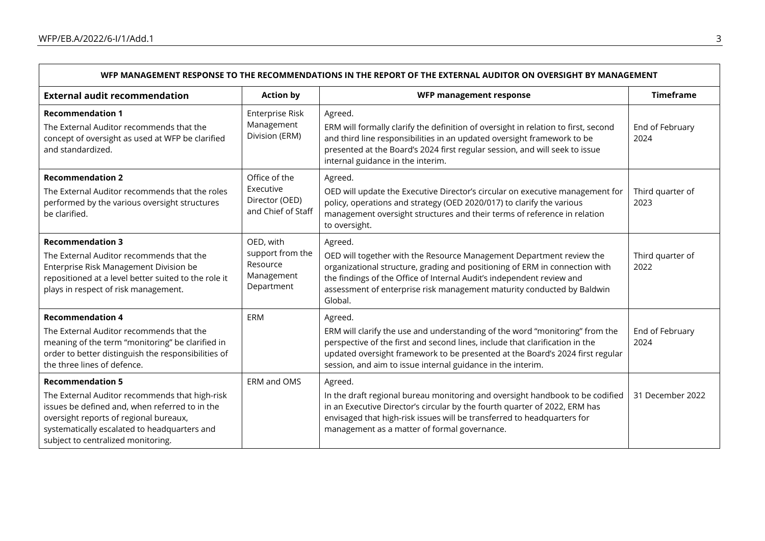| WFP MANAGEMENT RESPONSE TO THE RECOMMENDATIONS IN THE REPORT OF THE EXTERNAL AUDITOR ON OVERSIGHT BY MANAGEMENT | | | |
|---|---|---|---|
| **External audit recommendation** | **Action by** | **WFP management response** | **Timeframe** |
| **Recommendation 1**<br>The External Auditor recommends that the concept of oversight as used at WFP be clarified and standardized. | Enterprise Risk Management Division (ERM) | Agreed.<br>ERM will formally clarify the definition of oversight in relation to first, second and third line responsibilities in an updated oversight framework to be presented at the Board's 2024 first regular session, and will seek to issue internal guidance in the interim. | End of February 2024 |
| **Recommendation 2**<br>The External Auditor recommends that the roles performed by the various oversight structures be clarified. | Office of the Executive Director (OED) and Chief of Staff | Agreed.<br>OED will update the Executive Director's circular on executive management for policy, operations and strategy (OED 2020/017) to clarify the various management oversight structures and their terms of reference in relation to oversight. | Third quarter of 2023 |
| **Recommendation 3**<br>The External Auditor recommends that the Enterprise Risk Management Division be repositioned at a level better suited to the role it plays in respect of risk management. | OED, with support from the Resource Management Department | Agreed.<br>OED will together with the Resource Management Department review the organizational structure, grading and positioning of ERM in connection with the findings of the Office of Internal Audit's independent review and assessment of enterprise risk management maturity conducted by Baldwin Global. | Third quarter of 2022 |
| **Recommendation 4**<br>The External Auditor recommends that the meaning of the term "monitoring" be clarified in order to better distinguish the responsibilities of the three lines of defence. | ERM | Agreed.<br>ERM will clarify the use and understanding of the word "monitoring" from the perspective of the first and second lines, include that clarification in the updated oversight framework to be presented at the Board's 2024 first regular session, and aim to issue internal guidance in the interim. | End of February 2024 |
| **Recommendation 5**<br>The External Auditor recommends that high-risk issues be defined and, when referred to in the oversight reports of regional bureaux, systematically escalated to headquarters and subject to centralized monitoring. | ERM and OMS | Agreed.<br>In the draft regional bureau monitoring and oversight handbook to be codified in an Executive Director's circular by the fourth quarter of 2022, ERM has envisaged that high-risk issues will be transferred to headquarters for management as a matter of formal governance. | 31 December 2022 |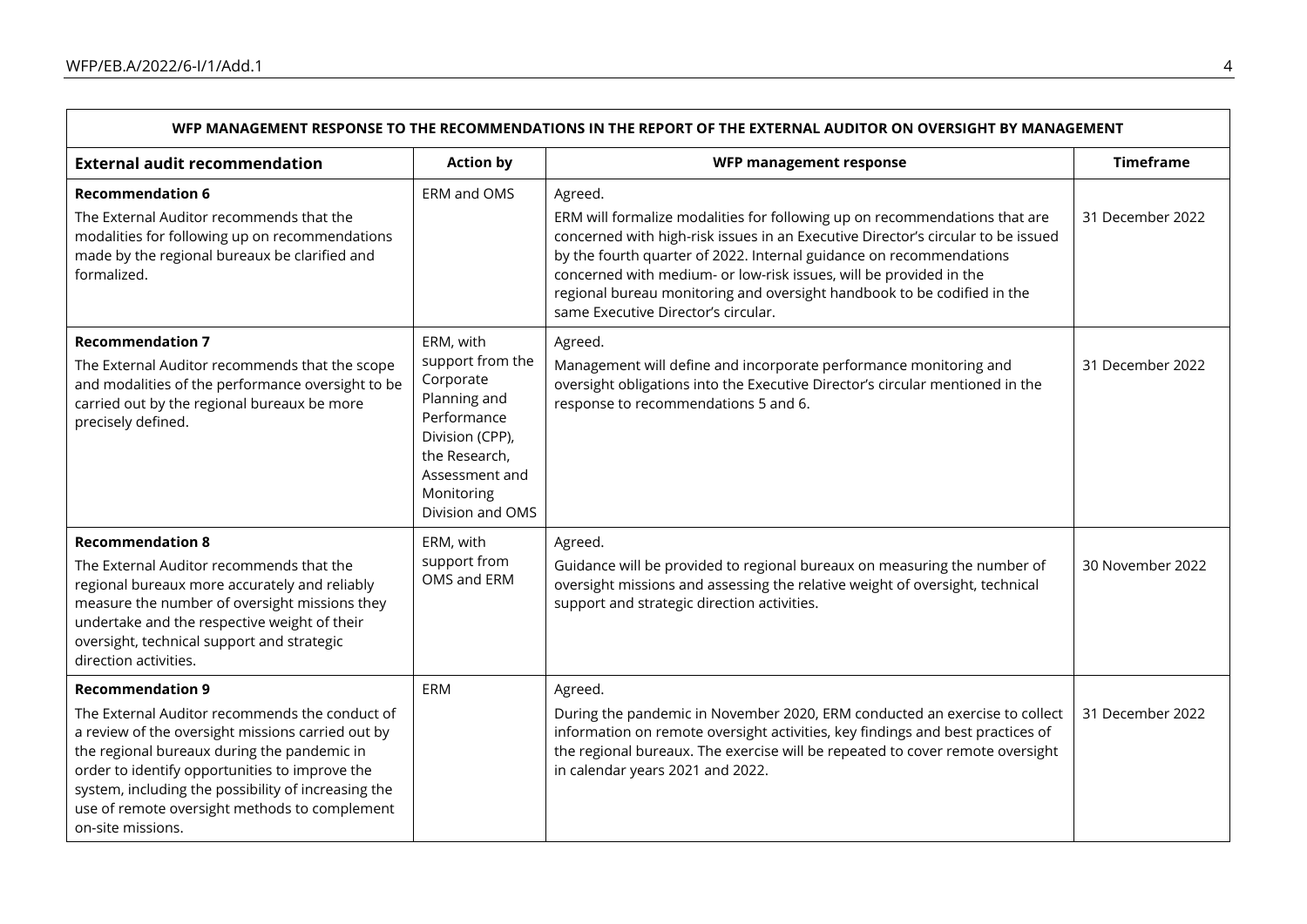| WFP MANAGEMENT RESPONSE TO THE RECOMMENDATIONS IN THE REPORT OF THE EXTERNAL AUDITOR ON OVERSIGHT BY MANAGEMENT | | | |
|---|---|---|---|
| **External audit recommendation** | **Action by** | **WFP management response** | **Timeframe** |
| **Recommendation 6**<br>The External Auditor recommends that the modalities for following up on recommendations made by the regional bureaux be clarified and formalized. | ERM and OMS | Agreed.<br>ERM will formalize modalities for following up on recommendations that are concerned with high-risk issues in an Executive Director's circular to be issued by the fourth quarter of 2022. Internal guidance on recommendations concerned with medium- or low-risk issues, will be provided in the regional bureau monitoring and oversight handbook to be codified in the same Executive Director's circular. | 31 December 2022 |
| **Recommendation 7**<br>The External Auditor recommends that the scope and modalities of the performance oversight to be carried out by the regional bureaux be more precisely defined. | ERM, with support from the Corporate Planning and Performance Division (CPP), the Research, Assessment and Monitoring Division and OMS | Agreed.<br>Management will define and incorporate performance monitoring and oversight obligations into the Executive Director's circular mentioned in the response to recommendations 5 and 6. | 31 December 2022 |
| **Recommendation 8**<br>The External Auditor recommends that the regional bureaux more accurately and reliably measure the number of oversight missions they undertake and the respective weight of their oversight, technical support and strategic direction activities. | ERM, with support from OMS and ERM | Agreed.<br>Guidance will be provided to regional bureaux on measuring the number of oversight missions and assessing the relative weight of oversight, technical support and strategic direction activities. | 30 November 2022 |
| **Recommendation 9**<br>The External Auditor recommends the conduct of a review of the oversight missions carried out by the regional bureaux during the pandemic in order to identify opportunities to improve the system, including the possibility of increasing the use of remote oversight methods to complement on-site missions. | ERM | Agreed.<br>During the pandemic in November 2020, ERM conducted an exercise to collect information on remote oversight activities, key findings and best practices of the regional bureaux. The exercise will be repeated to cover remote oversight in calendar years 2021 and 2022. | 31 December 2022 |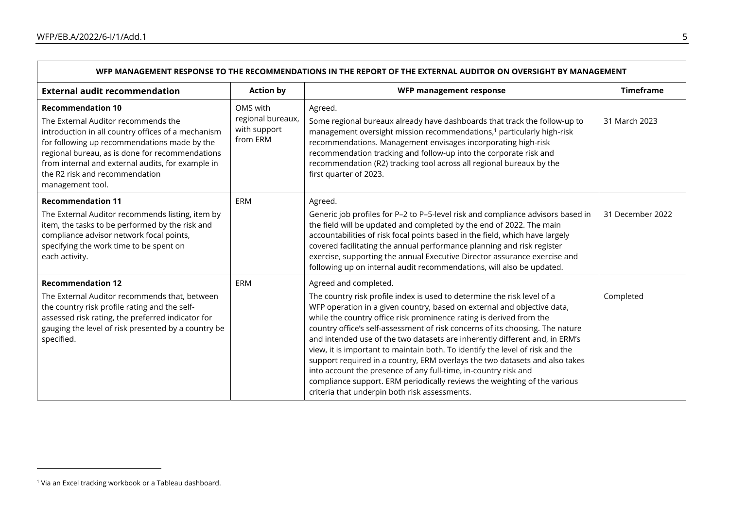| WFP MANAGEMENT RESPONSE TO THE RECOMMENDATIONS IN THE REPORT OF THE EXTERNAL AUDITOR ON OVERSIGHT BY MANAGEMENT | | | |
|---|---|---|---|
| **External audit recommendation** | **Action by** | **WFP management response** | **Timeframe** |
| **Recommendation 10**<br>The External Auditor recommends the introduction in all country offices of a mechanism for following up recommendations made by the regional bureau, as is done for recommendations from internal and external audits, for example in the R2 risk and recommendation management tool. | OMS with regional bureaux, with support from ERM | Agreed.<br>Some regional bureaux already have dashboards that track the follow-up to management oversight mission recommendations,[1] particularly high-risk recommendations. Management envisages incorporating high-risk recommendation tracking and follow-up into the corporate risk and recommendation (R2) tracking tool across all regional bureaux by the first quarter of 2023. | 31 March 2023 |
| **Recommendation 11**<br>The External Auditor recommends listing, item by item, the tasks to be performed by the risk and compliance advisor network focal points, specifying the work time to be spent on each activity. | ERM | Agreed.<br>Generic job profiles for P–2 to P–5-level risk and compliance advisors based in the field will be updated and completed by the end of 2022. The main accountabilities of risk focal points based in the field, which have largely covered facilitating the annual performance planning and risk register exercise, supporting the annual Executive Director assurance exercise and following up on internal audit recommendations, will also be updated. | 31 December 2022 |
| **Recommendation 12**<br>The External Auditor recommends that, between the country risk profile rating and the self-assessed risk rating, the preferred indicator for gauging the level of risk presented by a country be specified. | ERM | Agreed and completed.<br>The country risk profile index is used to determine the risk level of a WFP operation in a given country, based on external and objective data, while the country office risk prominence rating is derived from the country office's self-assessment of risk concerns of its choosing. The nature and intended use of the two datasets are inherently different and, in ERM's view, it is important to maintain both. To identify the level of risk and the support required in a country, ERM overlays the two datasets and also takes into account the presence of any full-time, in-country risk and compliance support. ERM periodically reviews the weighting of the various criteria that underpin both risk assessments. | Completed |

[1] Via an Excel tracking workbook or a Tableau dashboard.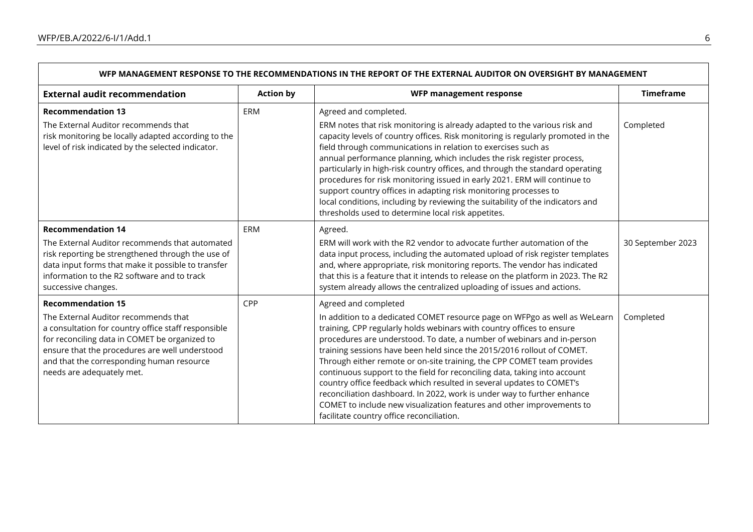| WFP MANAGEMENT RESPONSE TO THE RECOMMENDATIONS IN THE REPORT OF THE EXTERNAL AUDITOR ON OVERSIGHT BY MANAGEMENT | | | |
|---|---|---|---|
| **External audit recommendation** | **Action by** | **WFP management response** | **Timeframe** |
| **Recommendation 13**<br>The External Auditor recommends that risk monitoring be locally adapted according to the level of risk indicated by the selected indicator. | ERM | Agreed and completed.<br>ERM notes that risk monitoring is already adapted to the various risk and capacity levels of country offices. Risk monitoring is regularly promoted in the field through communications in relation to exercises such as annual performance planning, which includes the risk register process, particularly in high-risk country offices, and through the standard operating procedures for risk monitoring issued in early 2021. ERM will continue to support country offices in adapting risk monitoring processes to local conditions, including by reviewing the suitability of the indicators and thresholds used to determine local risk appetites. | Completed |
| **Recommendation 14**<br>The External Auditor recommends that automated risk reporting be strengthened through the use of data input forms that make it possible to transfer information to the R2 software and to track successive changes. | ERM | Agreed.<br>ERM will work with the R2 vendor to advocate further automation of the data input process, including the automated upload of risk register templates and, where appropriate, risk monitoring reports. The vendor has indicated that this is a feature that it intends to release on the platform in 2023. The R2 system already allows the centralized uploading of issues and actions. | 30 September 2023 |
| **Recommendation 15**<br>The External Auditor recommends that a consultation for country office staff responsible for reconciling data in COMET be organized to ensure that the procedures are well understood and that the corresponding human resource needs are adequately met. | CPP | Agreed and completed<br>In addition to a dedicated COMET resource page on WFPgo as well as WeLearn training, CPP regularly holds webinars with country offices to ensure procedures are understood. To date, a number of webinars and in-person training sessions have been held since the 2015/2016 rollout of COMET. Through either remote or on-site training, the CPP COMET team provides continuous support to the field for reconciling data, taking into account country office feedback which resulted in several updates to COMET's reconciliation dashboard. In 2022, work is under way to further enhance COMET to include new visualization features and other improvements to facilitate country office reconciliation. | Completed |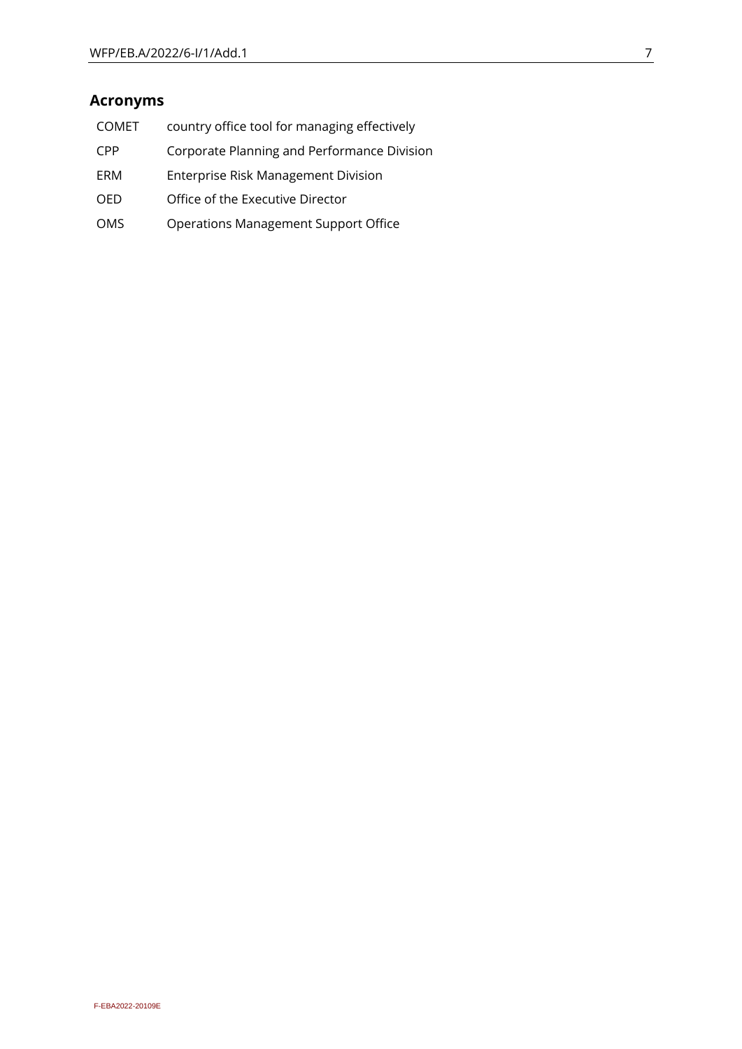## Acronyms

| | |
|---|---|
| COMET | country office tool for managing effectively |
| CPP | Corporate Planning and Performance Division |
| ERM | Enterprise Risk Management Division |
| OED | Office of the Executive Director |
| OMS | Operations Management Support Office |

F-EBA2022-20109E